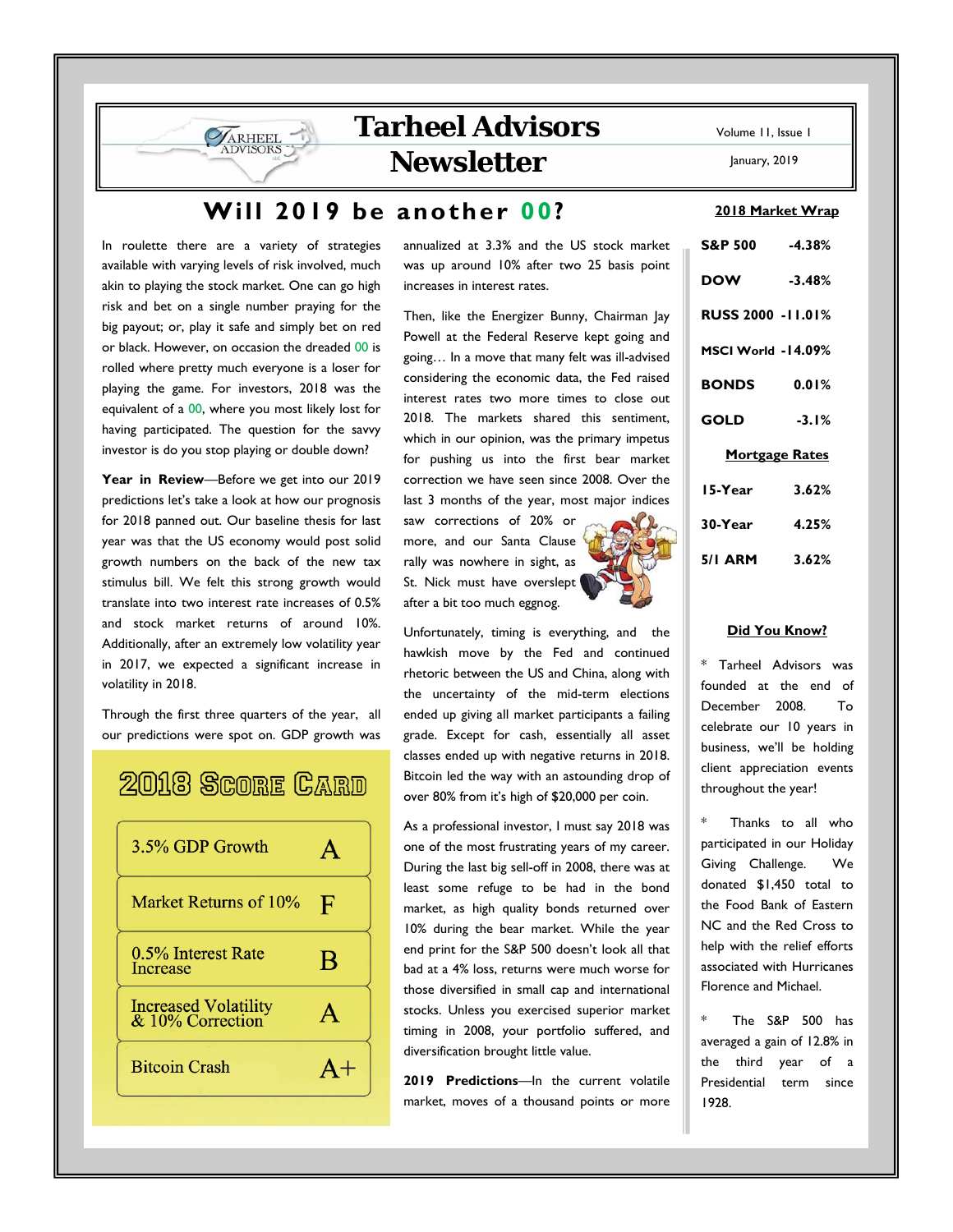# Tarheel Advisors Newsletter

January, 2019

## Will 2019 be another 00?

In roulette there are a variety of strategies available with varying levels of risk involved, much akin to playing the stock market. One can go high risk and bet on a single number praying for the big payout; or, play it safe and simply bet on red or black. However, on occasion the dreaded 00 is rolled where pretty much everyone is a loser for playing the game. For investors, 2018 was the equivalent of a 00, where you most likely lost for having participated. The question for the savvy investor is do you stop playing or double down?

**Year in Review**—Before we get into our 2019 predictions let's take a look at how our prognosis for 2018 panned out. Our baseline thesis for last year was that the US economy would post solid growth numbers on the back of the new tax stimulus bill. We felt this strong growth would translate into two interest rate increases of 0.5% and stock market returns of around 10%. Additionally, after an extremely low volatility year in 2017, we expected a significant increase in volatility in 2018.

Through the first three quarters of the year, all our predictions were spot on. GDP growth was annualized at 3.3% and the US stock market was up around 10% after two 25 basis point increases in interest rates.

Then, like the Energizer Bunny, Chairman Jay Powell at the Federal Reserve kept going and going… In a move that many felt was ill-advised considering the economic data, the Fed raised interest rates two more times to close out 2018. The markets shared this sentiment, which in our opinion, was the primary impetus for pushing us into the first bear market correction we have seen since 2008. Over the last 3 months of the year, most major indices saw corrections of 20% or more, and our Santa Clause rally was nowhere in sight, as St. Nick must have overslept after a bit too much eggnog.

Unfortunately, timing is everything, and the hawkish move by the Fed and continued rhetoric between the US and China, along with the uncertainty of the mid-term elections ended up giving all market participants a failing grade. Except for cash, essentially all asset classes ended up with negative returns in 2018. Bitcoin led the way with an astounding drop of over 80% from it's high of $20,000 per coin.

As a professional investor, I must say 2018 was one of the most frustrating years of my career. During the last big sell-off in 2008, there was at least some refuge to be had in the bond market, as high quality bonds returned over 10% during the bear market. While the year end print for the S&P 500 doesn't look all that bad at a 4% loss, returns were much worse for those diversified in small cap and international stocks. Unless you exercised superior market timing in 2008, your portfolio suffered, and diversification brought little value.

**2019 Predictions**—In the current volatile market, moves of a thousand points or more

### 2018 Score Card

| | |
|---|---|
| 3.5% GDP Growth | A |
| Market Returns of 10% | F |
| 0.5% Interest Rate Increase | B |
| Increased Volatility & 10% Correction | A |
| Bitcoin Crash | A+ |

### 2018 Market Wrap

| | |
|---|---|
| S&P 500 | -4.38% |
| DOW | -3.48% |
| RUSS 2000 | -11.01% |
| MSCI World | -14.09% |
| BONDS | 0.01% |
| GOLD | -3.1% |

### Mortgage Rates

| | |
|---|---|
| 15-Year | 3.62% |
| 30-Year | 4.25% |
| 5/1 ARM | 3.62% |

### Did You Know?

\* Tarheel Advisors was founded at the end of December 2008. To celebrate our 10 years in business, we'll be holding client appreciation events throughout the year!

\* Thanks to all who participated in our Holiday Giving Challenge. We donated $1,450 total to the Food Bank of Eastern NC and the Red Cross to help with the relief efforts associated with Hurricanes Florence and Michael.

\* The S&P 500 has averaged a gain of 12.8% in the third year of a Presidential term since 1928.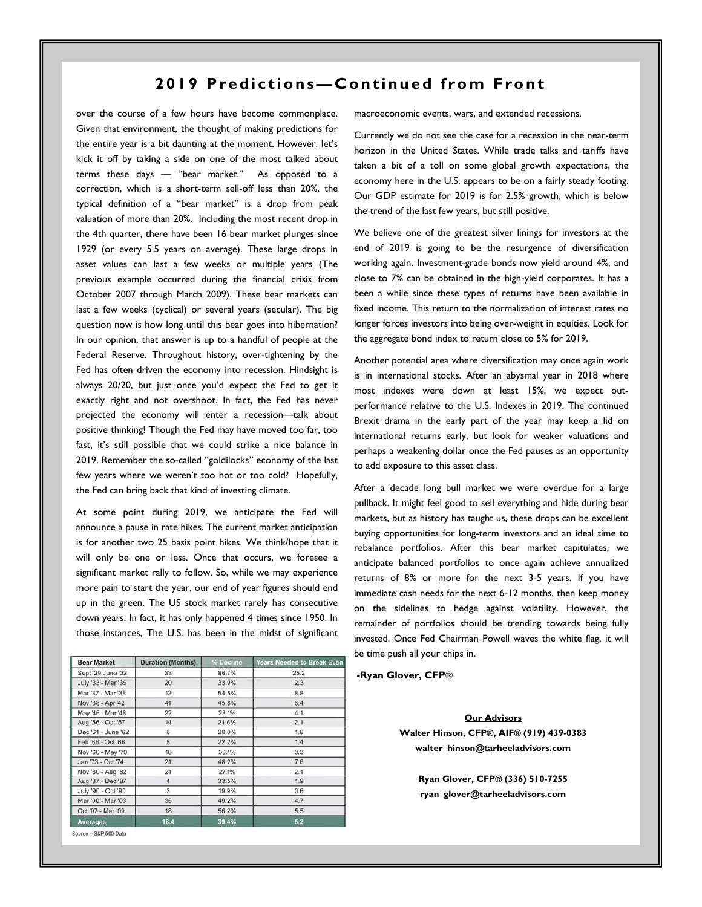## 2019 Predictions—Continued from Front

over the course of a few hours have become commonplace. Given that environment, the thought of making predictions for the entire year is a bit daunting at the moment. However, let's kick it off by taking a side on one of the most talked about terms these days — "bear market." As opposed to a correction, which is a short-term sell-off less than 20%, the typical definition of a "bear market" is a drop from peak valuation of more than 20%. Including the most recent drop in the 4th quarter, there have been 16 bear market plunges since 1929 (or every 5.5 years on average). These large drops in asset values can last a few weeks or multiple years (The previous example occurred during the financial crisis from October 2007 through March 2009). These bear markets can last a few weeks (cyclical) or several years (secular). The big question now is how long until this bear goes into hibernation? In our opinion, that answer is up to a handful of people at the Federal Reserve. Throughout history, over-tightening by the Fed has often driven the economy into recession. Hindsight is always 20/20, but just once you'd expect the Fed to get it exactly right and not overshoot. In fact, the Fed has never projected the economy will enter a recession—talk about positive thinking! Though the Fed may have moved too far, too fast, it's still possible that we could strike a nice balance in 2019. Remember the so-called "goldilocks" economy of the last few years where we weren't too hot or too cold? Hopefully, the Fed can bring back that kind of investing climate.

At some point during 2019, we anticipate the Fed will announce a pause in rate hikes. The current market anticipation is for another two 25 basis point hikes. We think/hope that it will only be one or less. Once that occurs, we foresee a significant market rally to follow. So, while we may experience more pain to start the year, our end of year figures should end up in the green. The US stock market rarely has consecutive down years. In fact, it has only happened 4 times since 1950. In those instances, The U.S. has been in the midst of significant macroeconomic events, wars, and extended recessions.

| Bear Market | Duration (Months) | % Decline | Years Needed to Break Even |
|---|---|---|---|
| Sept '29 June '32 | 33 | 86.7% | 25.2 |
| July '33 - Mar '35 | 20 | 33.9% | 2.3 |
| Mar '37 - Mar '38 | 12 | 54.5% | 8.8 |
| Nov '38 - Apr '42 | 41 | 45.8% | 6.4 |
| May '46 - Mar '48 | 22 | 28.1% | 4.1 |
| Aug '56 - Oct '57 | 14 | 21.6% | 2.1 |
| Dec '61 - June '62 | 6 | 28.0% | 1.8 |
| Feb '66 - Oct '66 | 8 | 22.2% | 1.4 |
| Nov '68 - May '70 | 18 | 36.1% | 3.3 |
| Jan '73 - Oct '74 | 21 | 48.2% | 7.6 |
| Nov '80 - Aug '82 | 21 | 27.1% | 2.1 |
| Aug '87 - Dec '87 | 4 | 33.5% | 1.9 |
| July '90 - Oct '90 | 3 | 19.9% | 0.6 |
| Mar '00 - Mar '03 | 35 | 49.2% | 4.7 |
| Oct '07 - Mar '09 | 18 | 56.2% | 5.5 |
| Averages | 18.4 | 39.4% | 5.2 |

Source – S&P 500 Data

Currently we do not see the case for a recession in the near-term horizon in the United States. While trade talks and tariffs have taken a bit of a toll on some global growth expectations, the economy here in the U.S. appears to be on a fairly steady footing. Our GDP estimate for 2019 is for 2.5% growth, which is below the trend of the last few years, but still positive.

We believe one of the greatest silver linings for investors at the end of 2019 is going to be the resurgence of diversification working again. Investment-grade bonds now yield around 4%, and close to 7% can be obtained in the high-yield corporates. It has a been a while since these types of returns have been available in fixed income. This return to the normalization of interest rates no longer forces investors into being over-weight in equities. Look for the aggregate bond index to return close to 5% for 2019.

Another potential area where diversification may once again work is in international stocks. After an abysmal year in 2018 where most indexes were down at least 15%, we expect out-performance relative to the U.S. Indexes in 2019. The continued Brexit drama in the early part of the year may keep a lid on international returns early, but look for weaker valuations and perhaps a weakening dollar once the Fed pauses as an opportunity to add exposure to this asset class.

After a decade long bull market we were overdue for a large pullback. It might feel good to sell everything and hide during bear markets, but as history has taught us, these drops can be excellent buying opportunities for long-term investors and an ideal time to rebalance portfolios. After this bear market capitulates, we anticipate balanced portfolios to once again achieve annualized returns of 8% or more for the next 3-5 years. If you have immediate cash needs for the next 6-12 months, then keep money on the sidelines to hedge against volatility. However, the remainder of portfolios should be trending towards being fully invested. Once Fed Chairman Powell waves the white flag, it will be time push all your chips in.

**-Ryan Glover, CFP®**

**Our Advisors**

**Walter Hinson, CFP®, AIF® (919) 439-0383**
**walter_hinson@tarheeladvisors.com**

**Ryan Glover, CFP® (336) 510-7255**
**ryan_glover@tarheeladvisors.com**